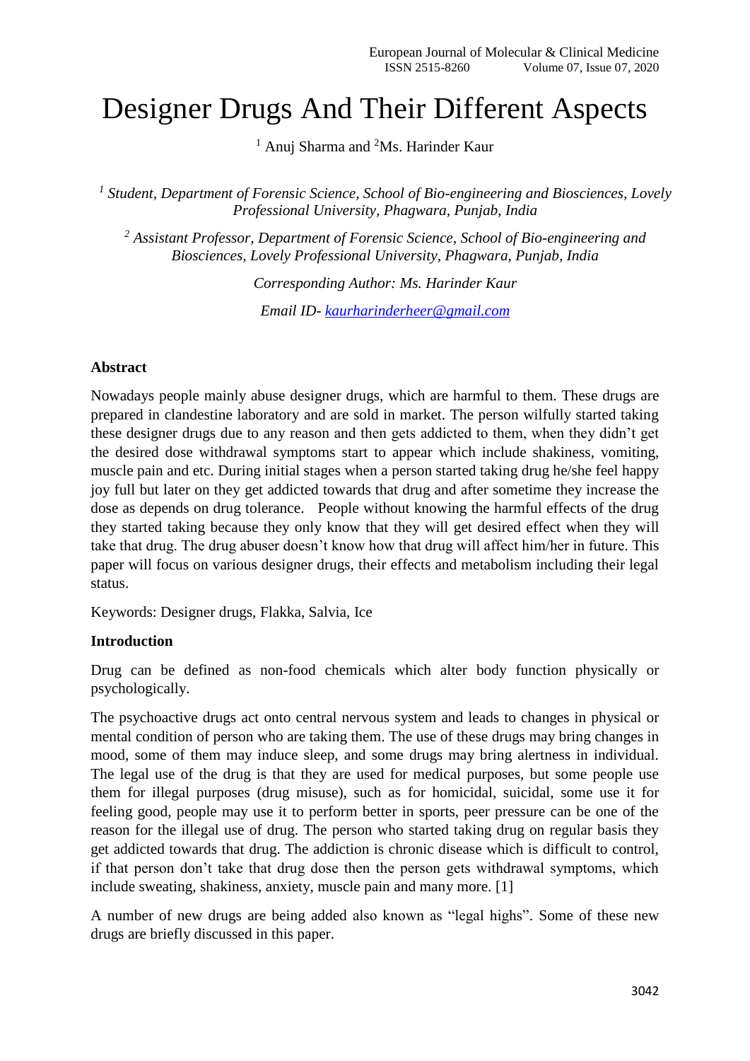# Designer Drugs And Their Different Aspects

[1] Anuj Sharma and [2]Ms. Harinder Kaur

*[1] Student, Department of Forensic Science, School of Bio-engineering and Biosciences, Lovely Professional University, Phagwara, Punjab, India*

*[2] Assistant Professor, Department of Forensic Science, School of Bio-engineering and Biosciences, Lovely Professional University, Phagwara, Punjab, India*

*Corresponding Author: Ms. Harinder Kaur*

*Email ID- kaurharinderheer@gmail.com*

**Abstract**

Nowadays people mainly abuse designer drugs, which are harmful to them. These drugs are prepared in clandestine laboratory and are sold in market. The person wilfully started taking these designer drugs due to any reason and then gets addicted to them, when they didn't get the desired dose withdrawal symptoms start to appear which include shakiness, vomiting, muscle pain and etc. During initial stages when a person started taking drug he/she feel happy joy full but later on they get addicted towards that drug and after sometime they increase the dose as depends on drug tolerance. People without knowing the harmful effects of the drug they started taking because they only know that they will get desired effect when they will take that drug. The drug abuser doesn't know how that drug will affect him/her in future. This paper will focus on various designer drugs, their effects and metabolism including their legal status.

Keywords: Designer drugs, Flakka, Salvia, Ice

**Introduction**

Drug can be defined as non-food chemicals which alter body function physically or psychologically.

The psychoactive drugs act onto central nervous system and leads to changes in physical or mental condition of person who are taking them. The use of these drugs may bring changes in mood, some of them may induce sleep, and some drugs may bring alertness in individual. The legal use of the drug is that they are used for medical purposes, but some people use them for illegal purposes (drug misuse), such as for homicidal, suicidal, some use it for feeling good, people may use it to perform better in sports, peer pressure can be one of the reason for the illegal use of drug. The person who started taking drug on regular basis they get addicted towards that drug. The addiction is chronic disease which is difficult to control, if that person don't take that drug dose then the person gets withdrawal symptoms, which include sweating, shakiness, anxiety, muscle pain and many more. [1]

A number of new drugs are being added also known as "legal highs". Some of these new drugs are briefly discussed in this paper.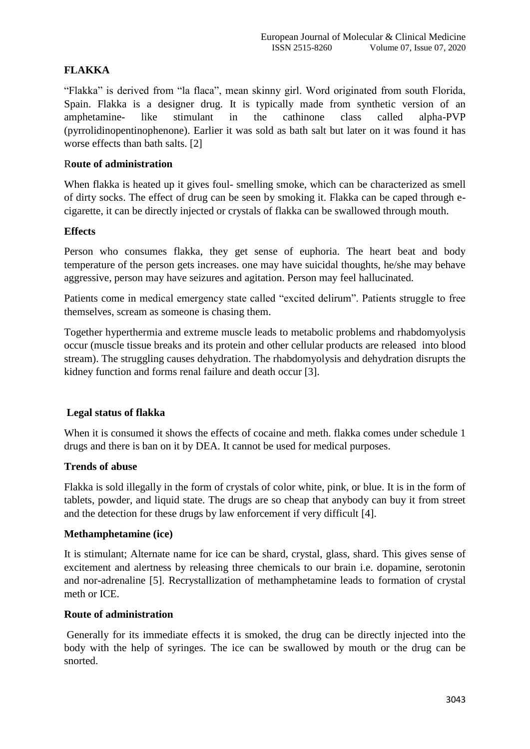## FLAKKA

"Flakka" is derived from "la flaca", mean skinny girl. Word originated from south Florida, Spain. Flakka is a designer drug. It is typically made from synthetic version of an amphetamine- like stimulant in the cathinone class called alpha-PVP (pyrrolidinopentinophenone). Earlier it was sold as bath salt but later on it was found it has worse effects than bath salts. [2]

### Route of administration

When flakka is heated up it gives foul- smelling smoke, which can be characterized as smell of dirty socks. The effect of drug can be seen by smoking it. Flakka can be caped through e-cigarette, it can be directly injected or crystals of flakka can be swallowed through mouth.

### Effects

Person who consumes flakka, they get sense of euphoria. The heart beat and body temperature of the person gets increases. one may have suicidal thoughts, he/she may behave aggressive, person may have seizures and agitation. Person may feel hallucinated.

Patients come in medical emergency state called "excited delirum". Patients struggle to free themselves, scream as someone is chasing them.

Together hyperthermia and extreme muscle leads to metabolic problems and rhabdomyolysis occur (muscle tissue breaks and its protein and other cellular products are released into blood stream). The struggling causes dehydration. The rhabdomyolysis and dehydration disrupts the kidney function and forms renal failure and death occur [3].

### Legal status of flakka

When it is consumed it shows the effects of cocaine and meth. flakka comes under schedule 1 drugs and there is ban on it by DEA. It cannot be used for medical purposes.

### Trends of abuse

Flakka is sold illegally in the form of crystals of color white, pink, or blue. It is in the form of tablets, powder, and liquid state. The drugs are so cheap that anybody can buy it from street and the detection for these drugs by law enforcement if very difficult [4].

## Methamphetamine (ice)

It is stimulant; Alternate name for ice can be shard, crystal, glass, shard. This gives sense of excitement and alertness by releasing three chemicals to our brain i.e. dopamine, serotonin and nor-adrenaline [5]. Recrystallization of methamphetamine leads to formation of crystal meth or ICE.

### Route of administration

Generally for its immediate effects it is smoked, the drug can be directly injected into the body with the help of syringes. The ice can be swallowed by mouth or the drug can be snorted.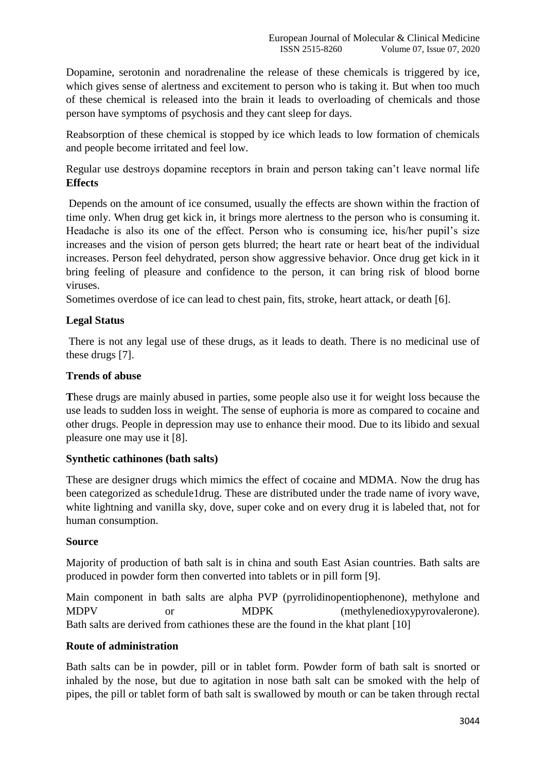Dopamine, serotonin and noradrenaline the release of these chemicals is triggered by ice, which gives sense of alertness and excitement to person who is taking it. But when too much of these chemical is released into the brain it leads to overloading of chemicals and those person have symptoms of psychosis and they cant sleep for days.

Reabsorption of these chemical is stopped by ice which leads to low formation of chemicals and people become irritated and feel low.

Regular use destroys dopamine receptors in brain and person taking can't leave normal life

**Effects**

Depends on the amount of ice consumed, usually the effects are shown within the fraction of time only. When drug get kick in, it brings more alertness to the person who is consuming it. Headache is also its one of the effect. Person who is consuming ice, his/her pupil's size increases and the vision of person gets blurred; the heart rate or heart beat of the individual increases. Person feel dehydrated, person show aggressive behavior. Once drug get kick in it bring feeling of pleasure and confidence to the person, it can bring risk of blood borne viruses.

Sometimes overdose of ice can lead to chest pain, fits, stroke, heart attack, or death [6].

**Legal Status**

There is not any legal use of these drugs, as it leads to death. There is no medicinal use of these drugs [7].

**Trends of abuse**

**T**hese drugs are mainly abused in parties, some people also use it for weight loss because the use leads to sudden loss in weight. The sense of euphoria is more as compared to cocaine and other drugs. People in depression may use to enhance their mood. Due to its libido and sexual pleasure one may use it [8].

**Synthetic cathinones (bath salts)**

These are designer drugs which mimics the effect of cocaine and MDMA. Now the drug has been categorized as schedule1drug. These are distributed under the trade name of ivory wave, white lightning and vanilla sky, dove, super coke and on every drug it is labeled that, not for human consumption.

**Source**

Majority of production of bath salt is in china and south East Asian countries. Bath salts are produced in powder form then converted into tablets or in pill form [9].

Main component in bath salts are alpha PVP (pyrrolidinopentiophenone), methylone and MDPV or MDPK (methylenedioxypyrovalerone).
Bath salts are derived from cathiones these are the found in the khat plant [10]

**Route of administration**

Bath salts can be in powder, pill or in tablet form. Powder form of bath salt is snorted or inhaled by the nose, but due to agitation in nose bath salt can be smoked with the help of pipes, the pill or tablet form of bath salt is swallowed by mouth or can be taken through rectal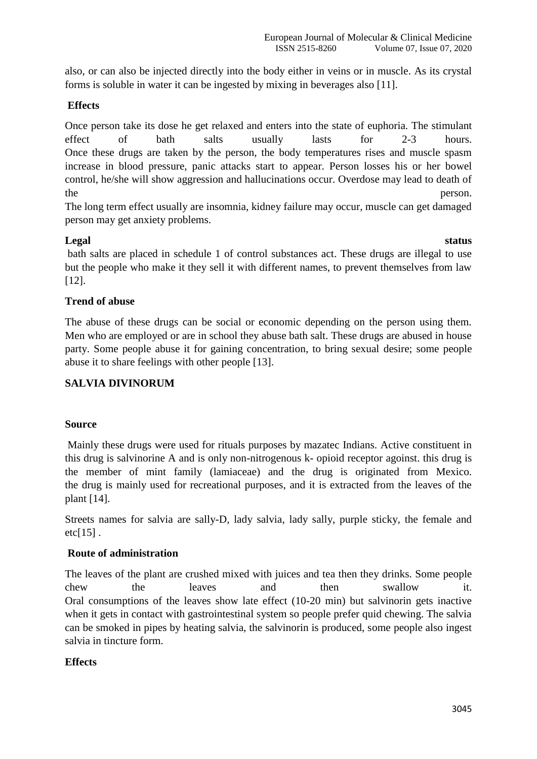also, or can also be injected directly into the body either in veins or in muscle. As its crystal forms is soluble in water it can be ingested by mixing in beverages also [11].

### Effects

Once person take its dose he get relaxed and enters into the state of euphoria. The stimulant effect of bath salts usually lasts for 2-3 hours.
Once these drugs are taken by the person, the body temperatures rises and muscle spasm increase in blood pressure, panic attacks start to appear. Person losses his or her bowel control, he/she will show aggression and hallucinations occur. Overdose may lead to death of the person.
The long term effect usually are insomnia, kidney failure may occur, muscle can get damaged person may get anxiety problems.

### Legal status

bath salts are placed in schedule 1 of control substances act. These drugs are illegal to use but the people who make it they sell it with different names, to prevent themselves from law [12].

### Trend of abuse

The abuse of these drugs can be social or economic depending on the person using them. Men who are employed or are in school they abuse bath salt. These drugs are abused in house party. Some people abuse it for gaining concentration, to bring sexual desire; some people abuse it to share feelings with other people [13].

## SALVIA DIVINORUM

### Source

Mainly these drugs were used for rituals purposes by mazatec Indians. Active constituent in this drug is salvinorine A and is only non-nitrogenous k- opioid receptor agoinst. this drug is the member of mint family (lamiaceae) and the drug is originated from Mexico. the drug is mainly used for recreational purposes, and it is extracted from the leaves of the plant [14].

Streets names for salvia are sally-D, lady salvia, lady sally, purple sticky, the female and etc[15] .

### Route of administration

The leaves of the plant are crushed mixed with juices and tea then they drinks. Some people chew the leaves and then swallow it.
Oral consumptions of the leaves show late effect (10-20 min) but salvinorin gets inactive when it gets in contact with gastrointestinal system so people prefer quid chewing. The salvia can be smoked in pipes by heating salvia, the salvinorin is produced, some people also ingest salvia in tincture form.

### Effects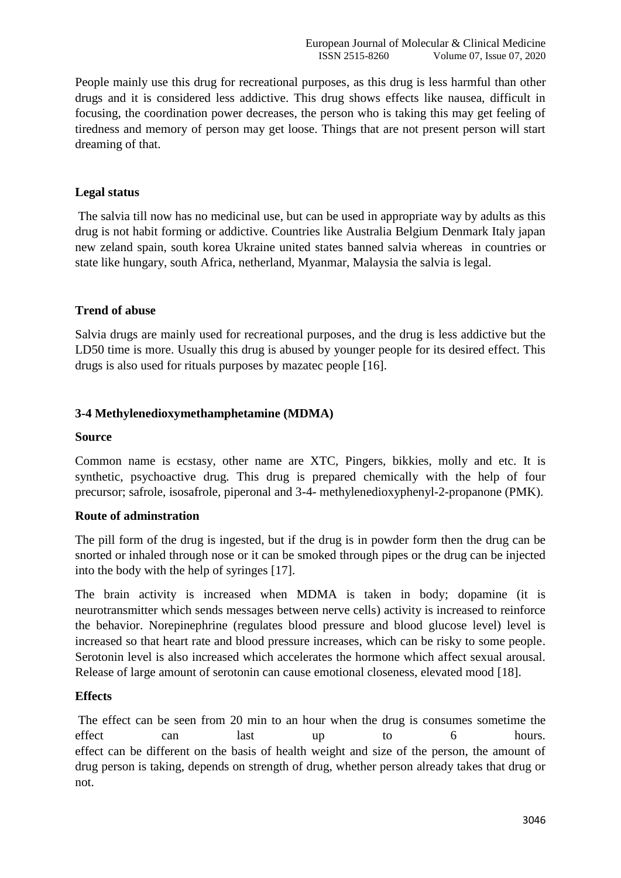People mainly use this drug for recreational purposes, as this drug is less harmful than other drugs and it is considered less addictive. This drug shows effects like nausea, difficult in focusing, the coordination power decreases, the person who is taking this may get feeling of tiredness and memory of person may get loose. Things that are not present person will start dreaming of that.

### Legal status

The salvia till now has no medicinal use, but can be used in appropriate way by adults as this drug is not habit forming or addictive. Countries like Australia Belgium Denmark Italy japan new zeland spain, south korea Ukraine united states banned salvia whereas in countries or state like hungary, south Africa, netherland, Myanmar, Malaysia the salvia is legal.

### Trend of abuse

Salvia drugs are mainly used for recreational purposes, and the drug is less addictive but the LD50 time is more. Usually this drug is abused by younger people for its desired effect. This drugs is also used for rituals purposes by mazatec people [16].

## 3-4 Methylenedioxymethamphetamine (MDMA)

### Source

Common name is ecstasy, other name are XTC, Pingers, bikkies, molly and etc. It is synthetic, psychoactive drug. This drug is prepared chemically with the help of four precursor; safrole, isosafrole, piperonal and 3-4- methylenedioxyphenyl-2-propanone (PMK).

### Route of adminstration

The pill form of the drug is ingested, but if the drug is in powder form then the drug can be snorted or inhaled through nose or it can be smoked through pipes or the drug can be injected into the body with the help of syringes [17].

The brain activity is increased when MDMA is taken in body; dopamine (it is neurotransmitter which sends messages between nerve cells) activity is increased to reinforce the behavior. Norepinephrine (regulates blood pressure and blood glucose level) level is increased so that heart rate and blood pressure increases, which can be risky to some people. Serotonin level is also increased which accelerates the hormone which affect sexual arousal. Release of large amount of serotonin can cause emotional closeness, elevated mood [18].

### Effects

The effect can be seen from 20 min to an hour when the drug is consumes sometime the effect can last up to 6 hours.
effect can be different on the basis of health weight and size of the person, the amount of drug person is taking, depends on strength of drug, whether person already takes that drug or not.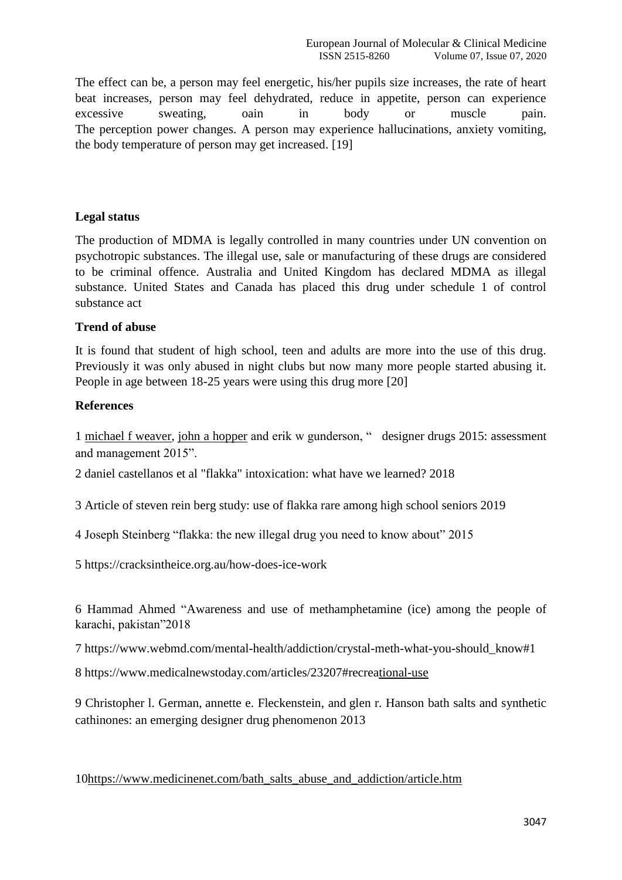The effect can be, a person may feel energetic, his/her pupils size increases, the rate of heart beat increases, person may feel dehydrated, reduce in appetite, person can experience excessive sweating, oain in body or muscle pain. The perception power changes. A person may experience hallucinations, anxiety vomiting, the body temperature of person may get increased. [19]

## Legal status

The production of MDMA is legally controlled in many countries under UN convention on psychotropic substances. The illegal use, sale or manufacturing of these drugs are considered to be criminal offence. Australia and United Kingdom has declared MDMA as illegal substance. United States and Canada has placed this drug under schedule 1 of control substance act

## Trend of abuse

It is found that student of high school, teen and adults are more into the use of this drug. Previously it was only abused in night clubs but now many more people started abusing it. People in age between 18-25 years were using this drug more [20]

## References

1 michael f weaver, john a hopper and erik w gunderson, " designer drugs 2015: assessment and management 2015".

2 daniel castellanos et al "flakka" intoxication: what have we learned? 2018

3 Article of steven rein berg study: use of flakka rare among high school seniors 2019

4 Joseph Steinberg "flakka: the new illegal drug you need to know about" 2015

5 https://cracksintheice.org.au/how-does-ice-work

6 Hammad Ahmed "Awareness and use of methamphetamine (ice) among the people of karachi, pakistan"2018

7 https://www.webmd.com/mental-health/addiction/crystal-meth-what-you-should_know#1

8 https://www.medicalnewstoday.com/articles/23207#recreational-use

9 Christopher l. German, annette e. Fleckenstein, and glen r. Hanson bath salts and synthetic cathinones: an emerging designer drug phenomenon 2013

10https://www.medicinenet.com/bath_salts_abuse_and_addiction/article.htm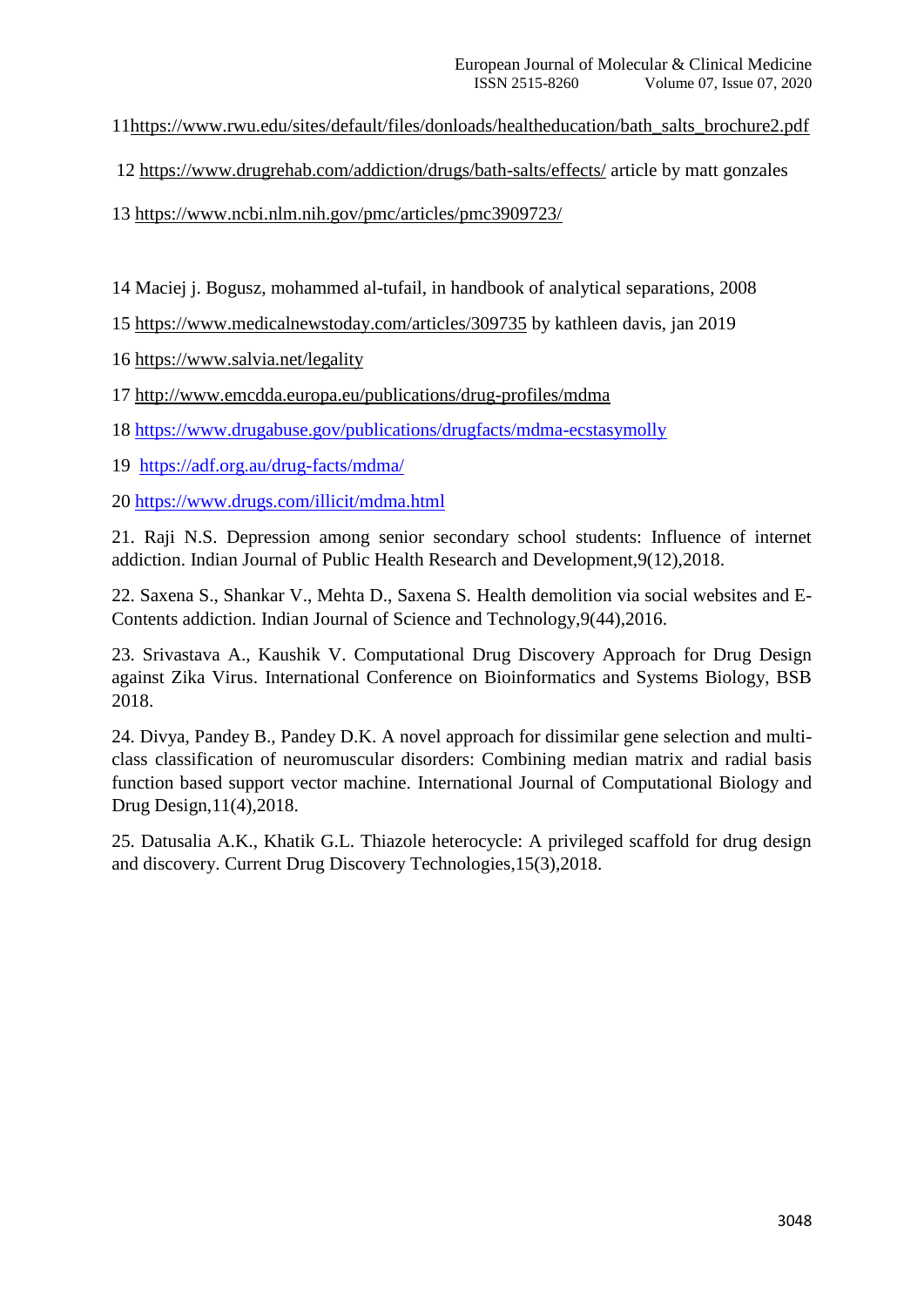11https://www.rwu.edu/sites/default/files/donloads/healtheducation/bath_salts_brochure2.pdf

12 https://www.drugrehab.com/addiction/drugs/bath-salts/effects/ article by matt gonzales

13 https://www.ncbi.nlm.nih.gov/pmc/articles/pmc3909723/

14 Maciej j. Bogusz, mohammed al-tufail, in handbook of analytical separations, 2008

15 https://www.medicalnewstoday.com/articles/309735 by kathleen davis, jan 2019

16 https://www.salvia.net/legality

17 http://www.emcdda.europa.eu/publications/drug-profiles/mdma

18 https://www.drugabuse.gov/publications/drugfacts/mdma-ecstasymolly

19 https://adf.org.au/drug-facts/mdma/

20 https://www.drugs.com/illicit/mdma.html

21. Raji N.S. Depression among senior secondary school students: Influence of internet addiction. Indian Journal of Public Health Research and Development,9(12),2018.

22. Saxena S., Shankar V., Mehta D., Saxena S. Health demolition via social websites and E-Contents addiction. Indian Journal of Science and Technology,9(44),2016.

23. Srivastava A., Kaushik V. Computational Drug Discovery Approach for Drug Design against Zika Virus. International Conference on Bioinformatics and Systems Biology, BSB 2018.

24. Divya, Pandey B., Pandey D.K. A novel approach for dissimilar gene selection and multi-class classification of neuromuscular disorders: Combining median matrix and radial basis function based support vector machine. International Journal of Computational Biology and Drug Design,11(4),2018.

25. Datusalia A.K., Khatik G.L. Thiazole heterocycle: A privileged scaffold for drug design and discovery. Current Drug Discovery Technologies,15(3),2018.